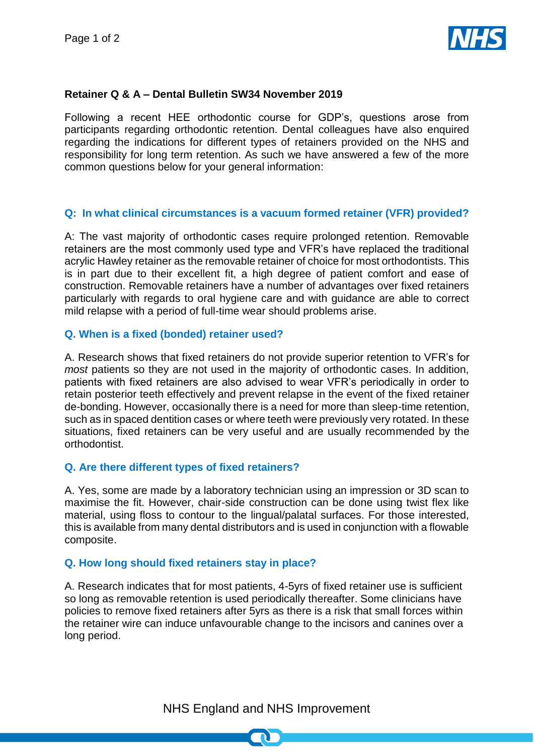**Retainer Q & A – Dental Bulletin SW34 November 2019**

Following a recent HEE orthodontic course for GDP's, questions arose from participants regarding orthodontic retention. Dental colleagues have also enquired regarding the indications for different types of retainers provided on the NHS and responsibility for long term retention. As such we have answered a few of the more common questions below for your general information:

### Q: In what clinical circumstances is a vacuum formed retainer (VFR) provided?

A: The vast majority of orthodontic cases require prolonged retention. Removable retainers are the most commonly used type and VFR's have replaced the traditional acrylic Hawley retainer as the removable retainer of choice for most orthodontists. This is in part due to their excellent fit, a high degree of patient comfort and ease of construction. Removable retainers have a number of advantages over fixed retainers particularly with regards to oral hygiene care and with guidance are able to correct mild relapse with a period of full-time wear should problems arise.

### Q. When is a fixed (bonded) retainer used?

A. Research shows that fixed retainers do not provide superior retention to VFR's for *most* patients so they are not used in the majority of orthodontic cases. In addition, patients with fixed retainers are also advised to wear VFR's periodically in order to retain posterior teeth effectively and prevent relapse in the event of the fixed retainer de-bonding. However, occasionally there is a need for more than sleep-time retention, such as in spaced dentition cases or where teeth were previously very rotated. In these situations, fixed retainers can be very useful and are usually recommended by the orthodontist.

### Q. Are there different types of fixed retainers?

A. Yes, some are made by a laboratory technician using an impression or 3D scan to maximise the fit. However, chair-side construction can be done using twist flex like material, using floss to contour to the lingual/palatal surfaces. For those interested, this is available from many dental distributors and is used in conjunction with a flowable composite.

### Q. How long should fixed retainers stay in place?

A. Research indicates that for most patients, 4-5yrs of fixed retainer use is sufficient so long as removable retention is used periodically thereafter. Some clinicians have policies to remove fixed retainers after 5yrs as there is a risk that small forces within the retainer wire can induce unfavourable change to the incisors and canines over a long period.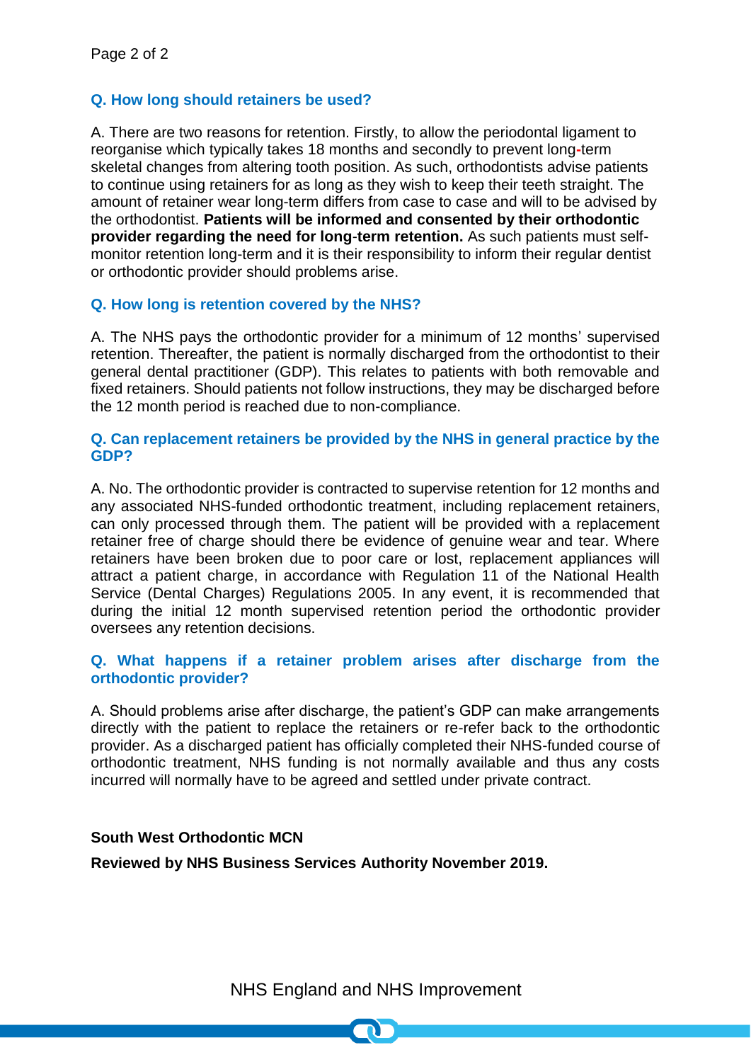### Q. How long should retainers be used?

A. There are two reasons for retention. Firstly, to allow the periodontal ligament to reorganise which typically takes 18 months and secondly to prevent long-term skeletal changes from altering tooth position. As such, orthodontists advise patients to continue using retainers for as long as they wish to keep their teeth straight. The amount of retainer wear long-term differs from case to case and will to be advised by the orthodontist. **Patients will be informed and consented by their orthodontic provider regarding the need for long-term retention.** As such patients must self-monitor retention long-term and it is their responsibility to inform their regular dentist or orthodontic provider should problems arise.

### Q. How long is retention covered by the NHS?

A. The NHS pays the orthodontic provider for a minimum of 12 months' supervised retention. Thereafter, the patient is normally discharged from the orthodontist to their general dental practitioner (GDP). This relates to patients with both removable and fixed retainers. Should patients not follow instructions, they may be discharged before the 12 month period is reached due to non-compliance.

### Q. Can replacement retainers be provided by the NHS in general practice by the GDP?

A. No. The orthodontic provider is contracted to supervise retention for 12 months and any associated NHS-funded orthodontic treatment, including replacement retainers, can only processed through them. The patient will be provided with a replacement retainer free of charge should there be evidence of genuine wear and tear. Where retainers have been broken due to poor care or lost, replacement appliances will attract a patient charge, in accordance with Regulation 11 of the National Health Service (Dental Charges) Regulations 2005. In any event, it is recommended that during the initial 12 month supervised retention period the orthodontic provider oversees any retention decisions.

### Q. What happens if a retainer problem arises after discharge from the orthodontic provider?

A. Should problems arise after discharge, the patient's GDP can make arrangements directly with the patient to replace the retainers or re-refer back to the orthodontic provider. As a discharged patient has officially completed their NHS-funded course of orthodontic treatment, NHS funding is not normally available and thus any costs incurred will normally have to be agreed and settled under private contract.

**South West Orthodontic MCN**

**Reviewed by NHS Business Services Authority November 2019.**